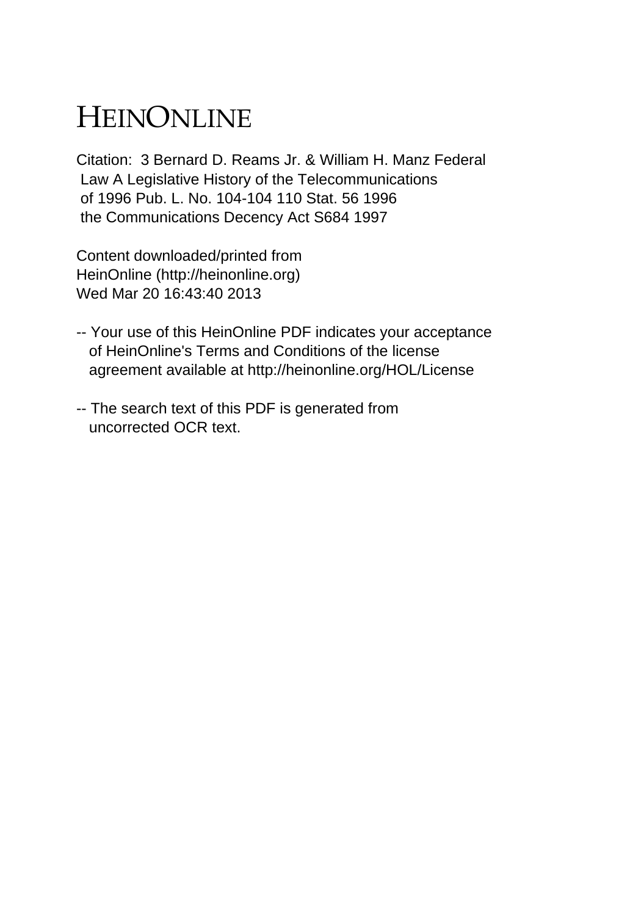# HEINONLINE

Citation: 3 Bernard D. Reams Jr. & William H. Manz Federal Law A Legislative History of the Telecommunications of 1996 Pub. L. No. 104-104 110 Stat. 56 1996 the Communications Decency Act S684 1997

Content downloaded/printed from HeinOnline (http://heinonline.org) Wed Mar 20 16:43:40 2013

-- Your use of this HeinOnline PDF indicates your acceptance of HeinOnline's Terms and Conditions of the license agreement available at http://heinonline.org/HOL/License

-- The search text of this PDF is generated from uncorrected OCR text.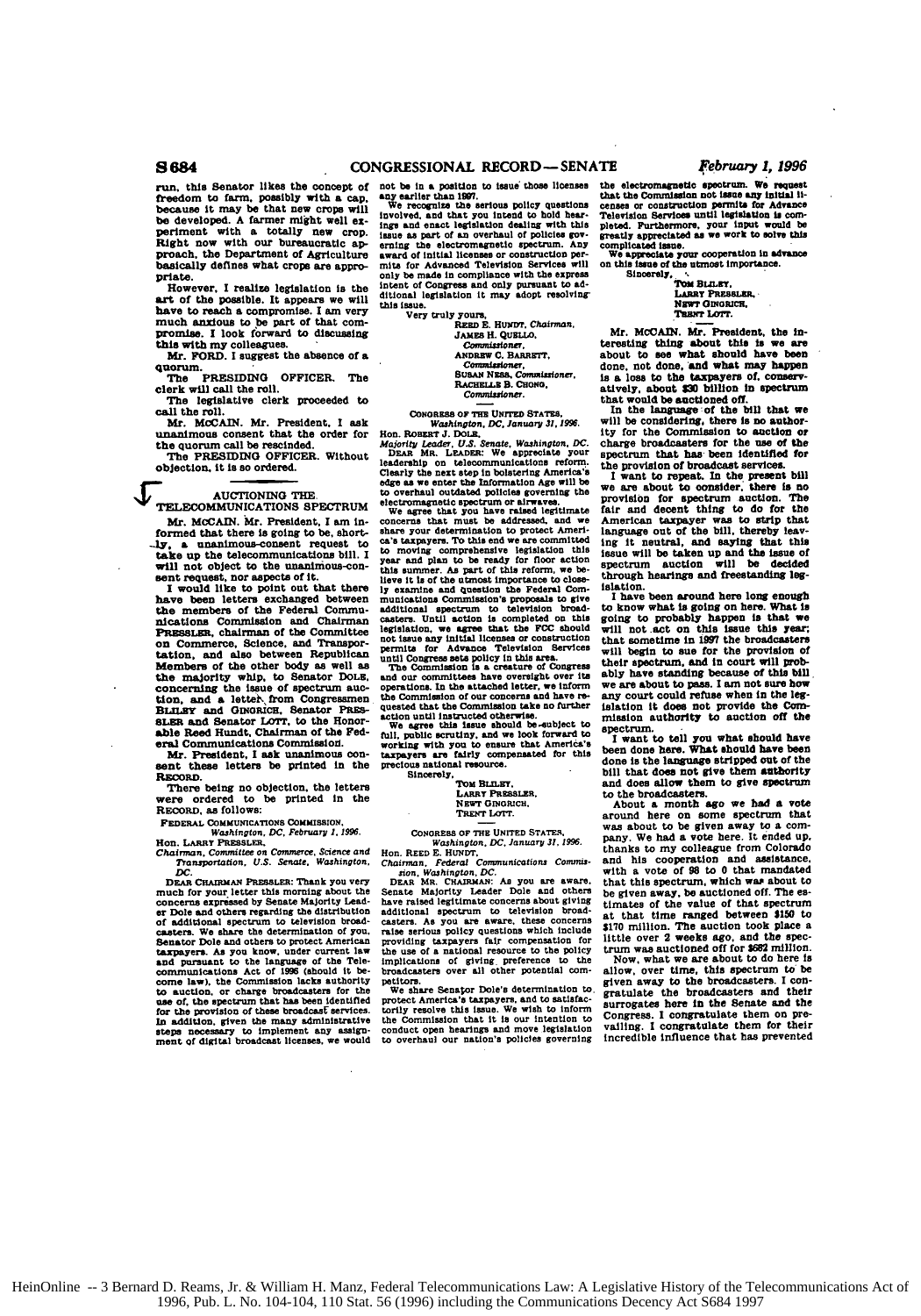run, this Senator likes the concept of freedom to farm, possibly with a cap, because it may be that new crops will be developed. A farmer might well experiment with a totally new crop. Right now with our bureaucratic approach, the Department of Agriculture basically defines what crops are appropriate.

However, I realize legislation is the art of the possible. It appears we will have to reach a compromise. I am very much anxious to be part of that compromise. I look forward to discussing this with my colleagues.

Mr. FORD. I suggest the absence of a quorum.

The PRESIDING OFFICER. The clerk will call the roll.

The legislative clerk proceeded to call the roll.

Mr. McCAIN. Mr. President, I ask unanimous consent that the order for the quorum call be rescinded.

The PRESIDING OFFICER. Without objection, it is so ordered.

## AUCTIONING THE TELECOMMUNICATIONS SPECTRUM

Mr. McCAIN. Mr. President, I am informed that there is going to be, shortly, a unanimous-consent request to take up the telecommunications bill. I will not object to the unanimous-consent request, nor aspects of it.

I would like to point out that there have been letters exchanged between the members of the Federal Communications Commission and Chairman PRESSLER, chairman of the Committee on Commerce, Science, and Transportation, and also between Republican Members of the other body as well as the majority whip, to Senator DOLE, concerning the issue of spectrum auction, and a letter from Congressmen BLILEY and GINGRICH, Senator PRESSLER and Senator LOTT, to the Honorable Reed Hundt, Chairman of the Federal Communications Commission.

Mr. President, I ask unanimous consent these letters be printed in the RECORD.

There being no objection, the letters were ordered to be printed in the RECORD, as follows:

FEDERAL COMMUNICATIONS COMMISSION,
*Washington, DC, February 1, 1996.*

Hon. LARRY PRESSLER,
*Chairman, Committee on Commerce, Science and Transportation, U.S. Senate, Washington, DC.*

DEAR CHAIRMAN PRESSLER: Thank you very much for your letter this morning about the concerns expressed by Senate Majority Leader Dole and others regarding the distribution of additional spectrum to television broadcasters. We share the determination of you, Senator Dole and others to protect American taxpayers. As you know, under current law and pursuant to the language of the Telecommunications Act of 1996 (should it become law), the Commission lacks authority to auction, or charge broadcasters for the use of, the spectrum that has been identified for the provision of these broadcast services. In addition, given the many administrative steps necessary to implement any assignment of digital broadcast licenses, we would not be in a position to issue those licenses any earlier than 1997.

We recognize the serious policy questions involved, and that you intend to hold hearings and enact legislation dealing with this issue as part of an overhaul of policies governing the electromagnetic spectrum. Any award of initial licenses or construction permits for Advanced Television Services will only be made in compliance with the express intent of Congress and only pursuant to additional legislation it may adopt resolving this issue.

Very truly yours,

REED E. HUNDT, *Chairman,*
JAMES H. QUELLO, *Commissioner,*
ANDREW C. BARRETT, *Commissioner,*
SUSAN NESS, *Commissioner,*
RACHELLE B. CHONG, *Commissioner.*

---

CONGRESS OF THE UNITED STATES,
*Washington, DC, January 31, 1996.*

Hon. ROBERT J. DOLE,
*Majority Leader, U.S. Senate, Washington, DC.*

DEAR MR. LEADER: We appreciate your leadership on telecommunications reform. Clearly the next step in bolstering America's edge as we enter the Information Age will be to overhaul outdated policies governing the electromagnetic spectrum or airwaves.

We agree that you have raised legitimate concerns that must be addressed, and we share your determination to protect America's taxpayers. To this end we are committed to moving comprehensive legislation this year and plan to be ready for floor action this summer. As part of this reform, we believe it is of the utmost importance to closely examine and question the Federal Communications Commission's proposals to give additional spectrum to television broadcasters. Until action is completed on this legislation, we agree that the FCC should not issue any initial licenses or construction permits for Advance Television Services until Congress sets policy in this area.

The Commission is a creature of Congress and our committees have oversight over its operations. In the attached letter, we inform the Commission of our concerns and have requested that the Commission take no further action until instructed otherwise.

We agree this issue should be subject to full, public scrutiny, and we look forward to working with you to ensure that America's taxpayers are fairly compensated for this precious national resource.

Sincerely,

TOM BLILEY,
LARRY PRESSLER,
NEWT GINGRICH,
TRENT LOTT.

---

CONGRESS OF THE UNITED STATES,
*Washington, DC, January 31, 1996.*

Hon. REED E. HUNDT,
*Chairman, Federal Communications Commission, Washington, DC.*

DEAR MR. CHAIRMAN: As you are aware, Senate Majority Leader Dole and others have raised legitimate concerns about giving additional spectrum to television broadcasters. As you are aware, these concerns raise serious policy questions which include providing taxpayers fair compensation for the use of a national resource to the policy implications of giving preference to the broadcasters over all other potential competitors.

We share Senator Dole's determination to protect America's taxpayers, and to satisfactorily resolve this issue. We wish to inform the Commission that it is our intention to conduct open hearings and move legislation to overhaul our nation's policies governing the electromagnetic spectrum. We request that the Commission not issue any initial licenses or construction permits for Advance Television Services until legislation is completed. Furthermore, your input would be greatly appreciated as we work to solve this complicated issue.

We appreciate your cooperation in advance on this issue of the utmost importance.

Sincerely,

TOM BLILEY,
LARRY PRESSLER,
NEWT GINGRICH,
TRENT LOTT.

Mr. McCAIN. Mr. President, the interesting thing about this is we are about to see what should have been done, not done, and what may happen is a loss to the taxpayers of, conservatively, about $30 billion in spectrum that would be auctioned off.

In the language of the bill that we will be considering, there is no authority for the Commission to auction or charge broadcasters for the use of the spectrum that has been identified for the provision of broadcast services.

I want to repeat. In the present bill we are about to consider, there is no provision for spectrum auction. The fair and decent thing to do for the American taxpayer was to strip that language out of the bill, thereby leaving it neutral, and saying that this issue will be taken up and the issue of spectrum auction will be decided through hearings and freestanding legislation.

I have been around here long enough to know what is going on here. What is going to probably happen is that we will not act on this issue this year; that sometime in 1997 the broadcasters will begin to sue for the provision of their spectrum, and in court will probably have standing because of this bill we are about to pass. I am not sure how any court could refuse when in the legislation it does not provide the Commission authority to auction off the spectrum.

I want to tell you what should have been done here. What should have been done is the language stripped out of the bill that does not give them authority and does allow them to give spectrum to the broadcasters.

About a month ago we had a vote around here on some spectrum that was about to be given away to a company. We had a vote here. It ended up, thanks to my colleague from Colorado and his cooperation and assistance, with a vote of 98 to 0 that mandated that this spectrum, which was about to be given away, be auctioned off. The estimates of the value of that spectrum at that time ranged between $150 to $170 million. The auction took place a little over 2 weeks ago, and the spectrum was auctioned off for $682 million.

Now, what we are about to do here is allow, over time, this spectrum to be given away to the broadcasters. I congratulate the broadcasters and their surrogates here in the Senate and the Congress. I congratulate them on prevailing. I congratulate them for their incredible influence that has prevented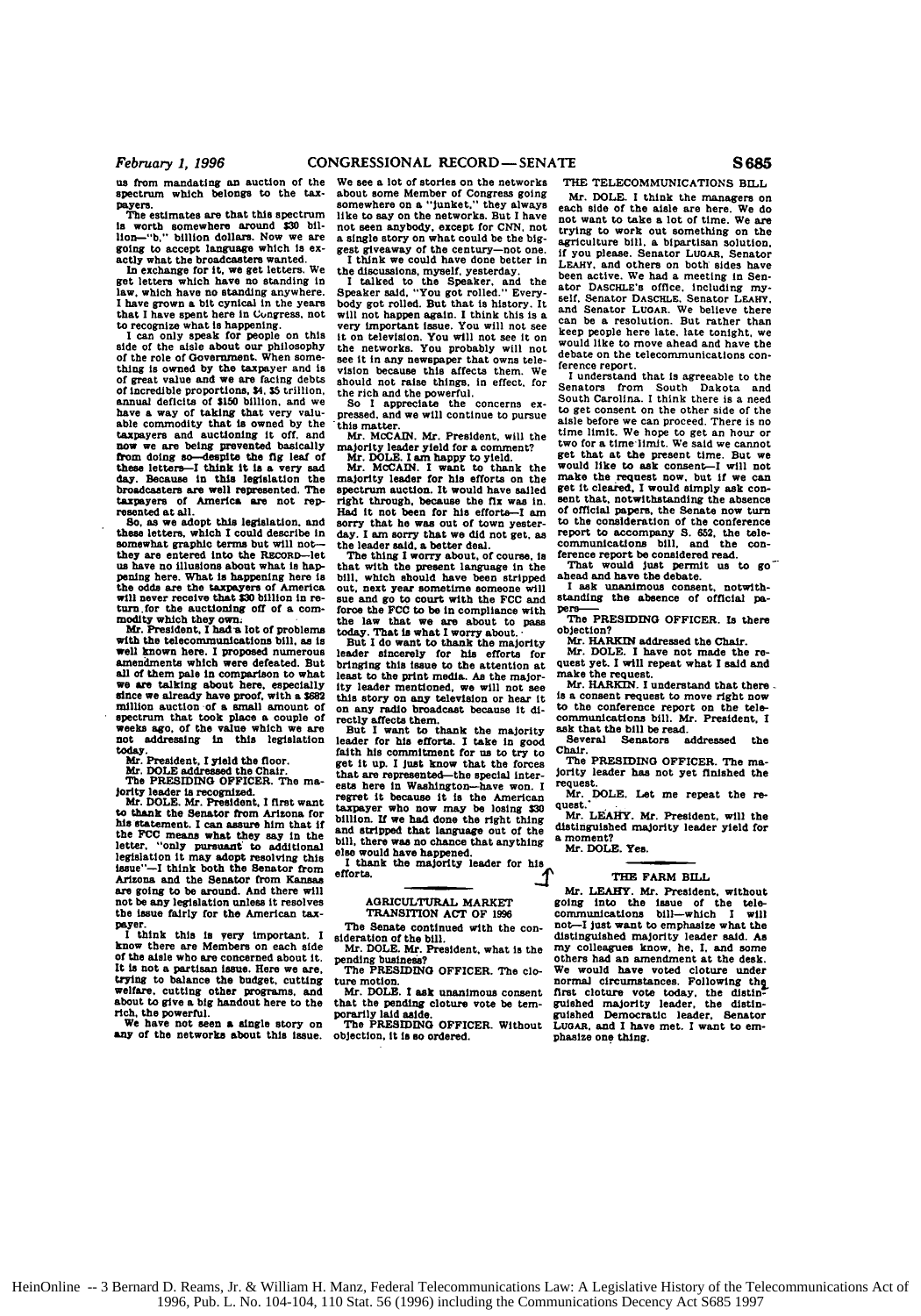us from mandating an auction of the spectrum which belongs to the taxpayers.

The estimates are that this spectrum is worth somewhere around $30 billion—"b," billion dollars. Now we are going to accept language which is exactly what the broadcasters wanted.

In exchange for it, we get letters. We get letters which have no standing in law, which have no standing anywhere. I have grown a bit cynical in the years that I have spent here in Congress, not to recognize what is happening.

I can only speak for people on this side of the aisle about our philosophy of the role of Government. When something is owned by the taxpayer and is of great value and we are facing debts of incredible proportions, $4, $5 trillion, annual deficits of $150 billion, and we have a way of taking that very valuable commodity that is owned by the taxpayers and auctioning it off, and now we are being prevented basically from doing so—despite the fig leaf of these letters—I think it is a very sad day. Because in this legislation the broadcasters are well represented. The taxpayers of America are not represented at all.

So, as we adopt this legislation, and these letters, which I could describe in somewhat graphic terms but will not—they are entered into the RECORD—let us have no illusions about what is happening here. What is happening here is the odds are the taxpayers of America will never receive that $30 billion in return for the auctioning off of a commodity which they own.

Mr. President, I had a lot of problems with the telecommunications bill, as is well known here. I proposed numerous amendments which were defeated. But all of them pale in comparison to what we are talking about here, especially since we already have proof, with a $682 million auction of a small amount of spectrum that took place a couple of weeks ago, of the value which we are not addressing in this legislation today.

Mr. President, I yield the floor.

Mr. DOLE addressed the Chair.

The PRESIDING OFFICER. The majority leader is recognized.

Mr. DOLE. Mr. President, I first want to thank the Senator from Arizona for his statement. I can assure him that if the FCC means what they say in the letter, "only pursuant to additional legislation it may adopt resolving this issue"—I think both the Senator from Arizona and the Senator from Kansas are going to be around. And there will not be any legislation unless it resolves the issue fairly for the American taxpayer.

I think this is very important. I know there are Members on each side of the aisle who are concerned about it. It is not a partisan issue. Here we are, trying to balance the budget, cutting welfare, cutting other programs, and about to give a big handout here to the rich, the powerful.

We have not seen a single story on any of the networks about this issue. We see a lot of stories on the networks about some Member of Congress going somewhere on a "junket," they always like to say on the networks. But I have not seen anybody, except for CNN, not a single story on what could be the biggest giveaway of the century—not one.

I think we could have done better in the discussions, myself, yesterday.

I talked to the Speaker, and the Speaker said, "You got rolled." Everybody got rolled. But that is history. It will not happen again. I think this is a very important issue. You will not see it on television. You will not see it on the networks. You probably will not see it in any newspaper that owns television because this affects them. We should not raise things, in effect, for the rich and the powerful.

So I appreciate the concerns expressed, and we will continue to pursue this matter.

Mr. McCAIN. Mr. President, will the majority leader yield for a comment?

Mr. DOLE. I am happy to yield.

Mr. McCAIN. I want to thank the majority leader for his efforts on the spectrum auction. It would have sailed right through, because the fix was in. Had it not been for his efforts—I am sorry that he was out of town yesterday. I am sorry that we did not get, as the leader said, a better deal.

The thing I worry about, of course, is that with the present language in the bill, which should have been stripped out, next year sometime someone will sue and go to court with the FCC and force the FCC to be in compliance with the law that we are about to pass today. That is what I worry about.

But I do want to thank the majority leader sincerely for his efforts for bringing this issue to the attention at least to the print media. As the majority leader mentioned, we will not see this story on any television or hear it on any radio broadcast because it directly affects them.

But I want to thank the majority leader for his efforts. I take in good faith his commitment for us to try to get it up. I just know that the forces that are represented—the special interests here in Washington—have won. I regret it because it is the American taxpayer who now may be losing $30 billion. If we had done the right thing and stripped that language out of the bill, there was no chance that anything else would have happened.

I thank the majority leader for his efforts.

## AGRICULTURAL MARKET TRANSITION ACT OF 1996

The Senate continued with the consideration of the bill.

Mr. DOLE. Mr. President, what is the pending business?

The PRESIDING OFFICER. The cloture motion.

Mr. DOLE. I ask unanimous consent that the pending cloture vote be temporarily laid aside.

The PRESIDING OFFICER. Without objection, it is so ordered.

## THE TELECOMMUNICATIONS BILL

Mr. DOLE. I think the managers on each side of the aisle are here. We do not want to take a lot of time. We are trying to work out something on the agriculture bill, a bipartisan solution, if you please. Senator LUGAR, Senator LEAHY, and others on both sides have been active. We had a meeting in Senator DASCHLE's office, including myself, Senator DASCHLE, Senator LEAHY, and Senator LUGAR. We believe there can be a resolution. But rather than keep people here late, late tonight, we would like to move ahead and have the debate on the telecommunications conference report.

I understand that is agreeable to the Senators from South Dakota and South Carolina. I think there is a need to get consent on the other side of the aisle before we can proceed. There is no time limit. We hope to get an hour or two for a time limit. We said we cannot get that at the present time. But we would like to ask consent—I will not make the request now, but if we can get it cleared, I would simply ask consent that, notwithstanding the absence of official papers, the Senate now turn to the consideration of the conference report to accompany S. 652, the telecommunications bill, and the conference report be considered read.

That would just permit us to go ahead and have the debate.

I ask unanimous consent, notwithstanding the absence of official papers—

The PRESIDING OFFICER. Is there objection?

Mr. HARKIN addressed the Chair.

Mr. DOLE. I have not made the request yet. I will repeat what I said and make the request.

Mr. HARKIN. I understand that there is a consent request to move right now to the conference report on the telecommunications bill. Mr. President, I ask that the bill be read.

Several Senators addressed the Chair.

The PRESIDING OFFICER. The majority leader has not yet finished the request.

Mr. DOLE. Let me repeat the request.

Mr. LEAHY. Mr. President, will the distinguished majority leader yield for a moment?

Mr. DOLE. Yes.

## THE FARM BILL

Mr. LEAHY. Mr. President, without going into the issue of the telecommunications bill—which I will not—I just want to emphasize what the distinguished majority leader said. As my colleagues know, he, I, and some others had an amendment at the desk. We would have voted cloture under normal circumstances. Following the first cloture vote today, the distinguished majority leader, the distinguished Democratic leader, Senator LUGAR, and I have met. I want to emphasize one thing.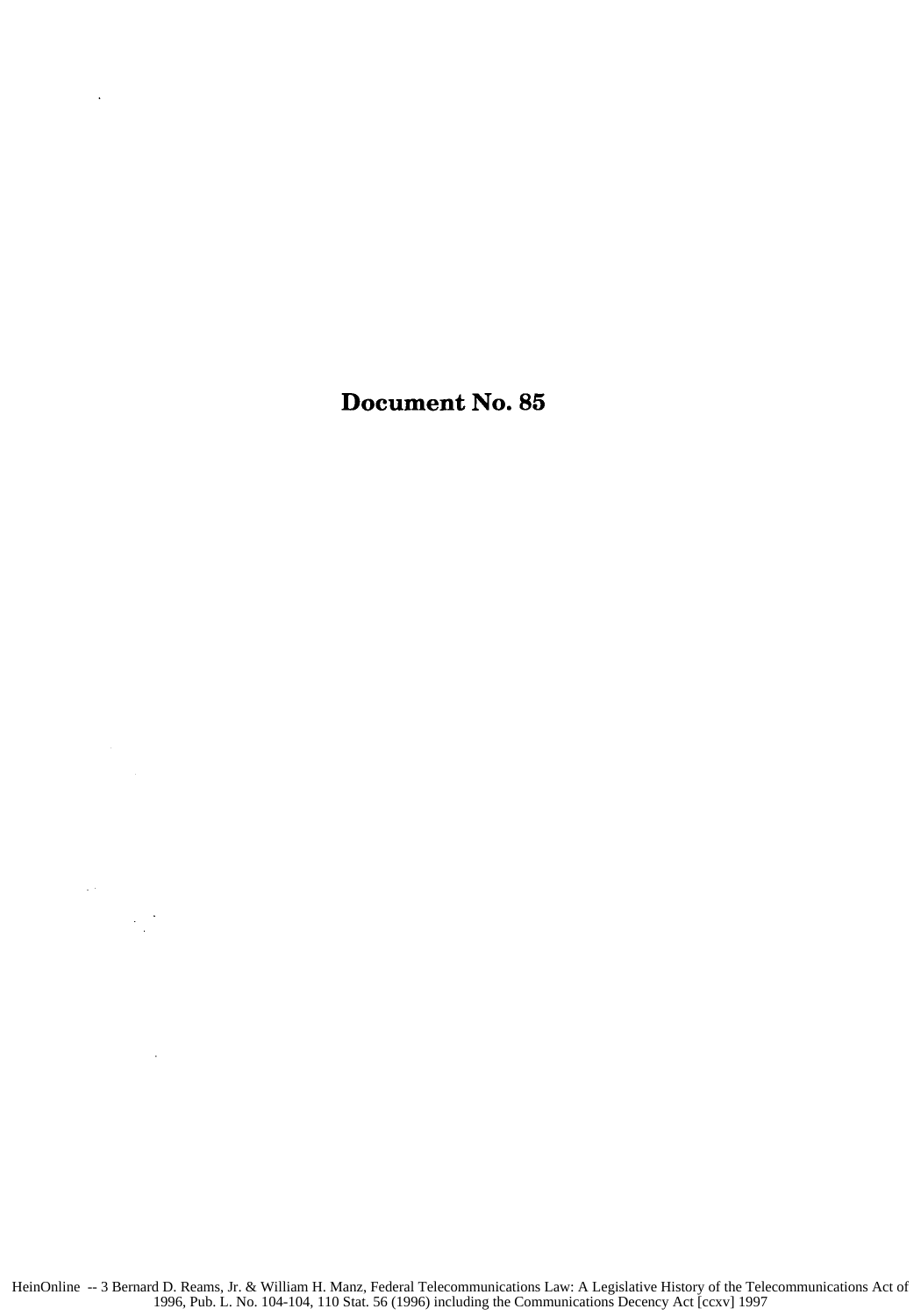# Document No. 85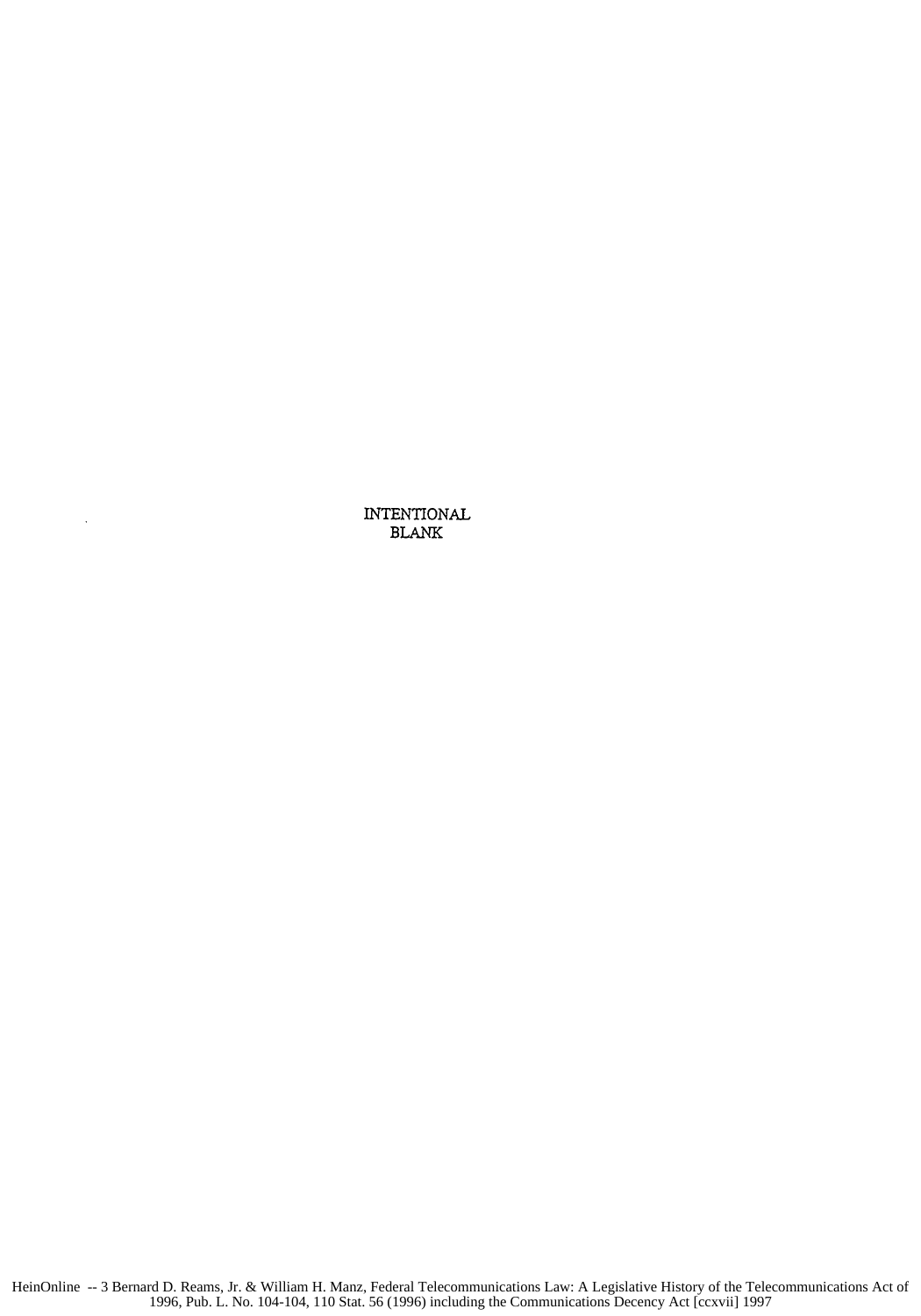INTENTIONAL
BLANK